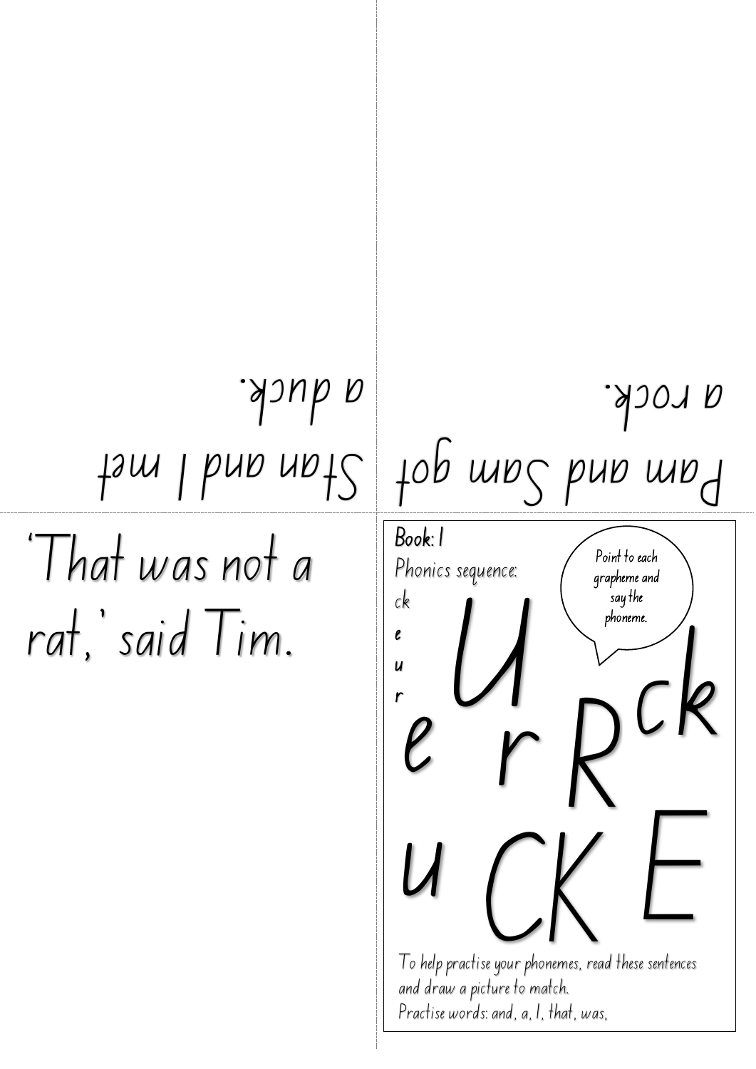Stan and I met a duck.

Pam and Sam got a rock.

'That was not a rat,' said Tim.

**Book: 1**

Phonics sequence:

ck

e

u

r

Point to each grapheme and say the phoneme.

U e r R ck u CK E

To help practise your phonemes, read these sentences and draw a picture to match.

Practise words: and, a, I, that, was,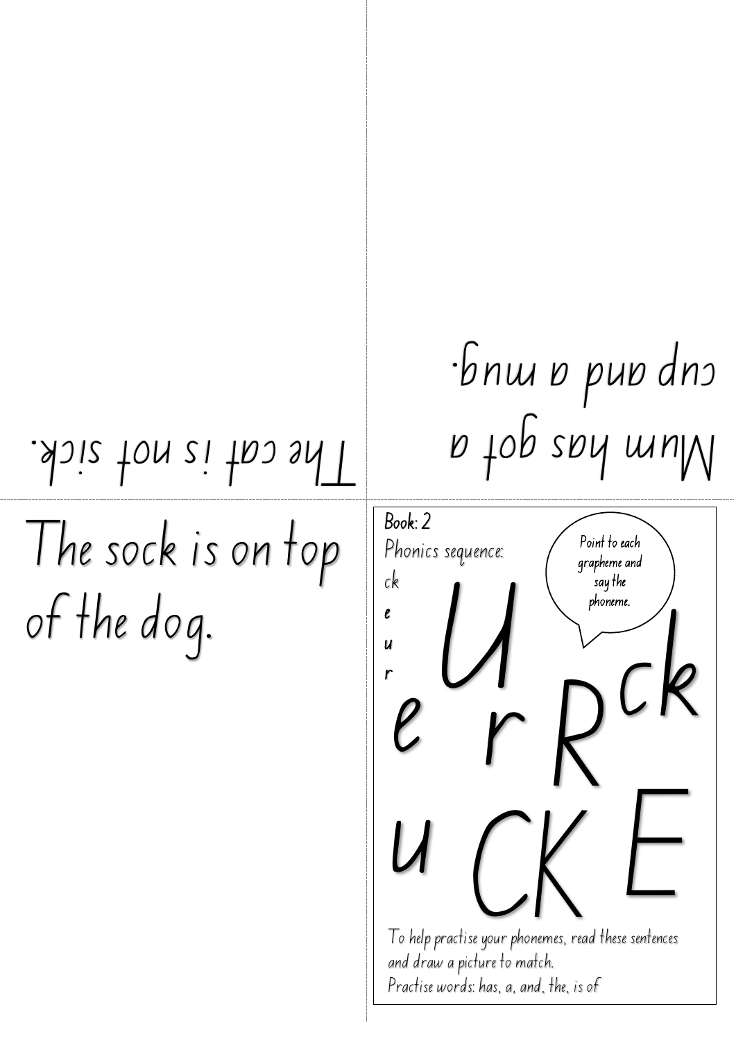Mum has got a cup and a mug.

The cat is not sick.

The sock is on top of the dog.

Book: 2

Phonics sequence:

ck

e

u

r

Point to each grapheme and say the phoneme.

U e r R ck u CK E

To help practise your phonemes, read these sentences and draw a picture to match.

Practise words: has, a, and, the, is of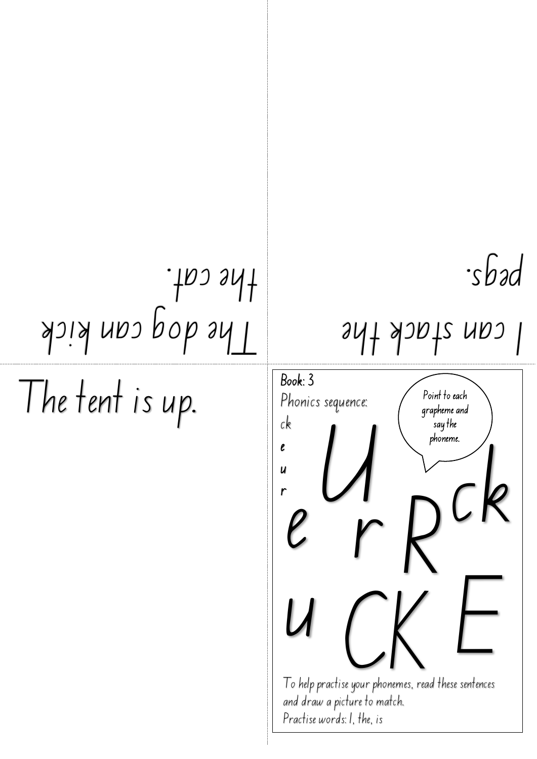The dog can kick the cat.

I can stack the pegs.

The tent is up.

**Book: 3**

Phonics sequence:

ck

**e**

**u**

**r**

Point to each grapheme and say the phoneme.

U e r R ck u CK E

To help practise your phonemes, read these sentences and draw a picture to match.

Practise words: I, the, is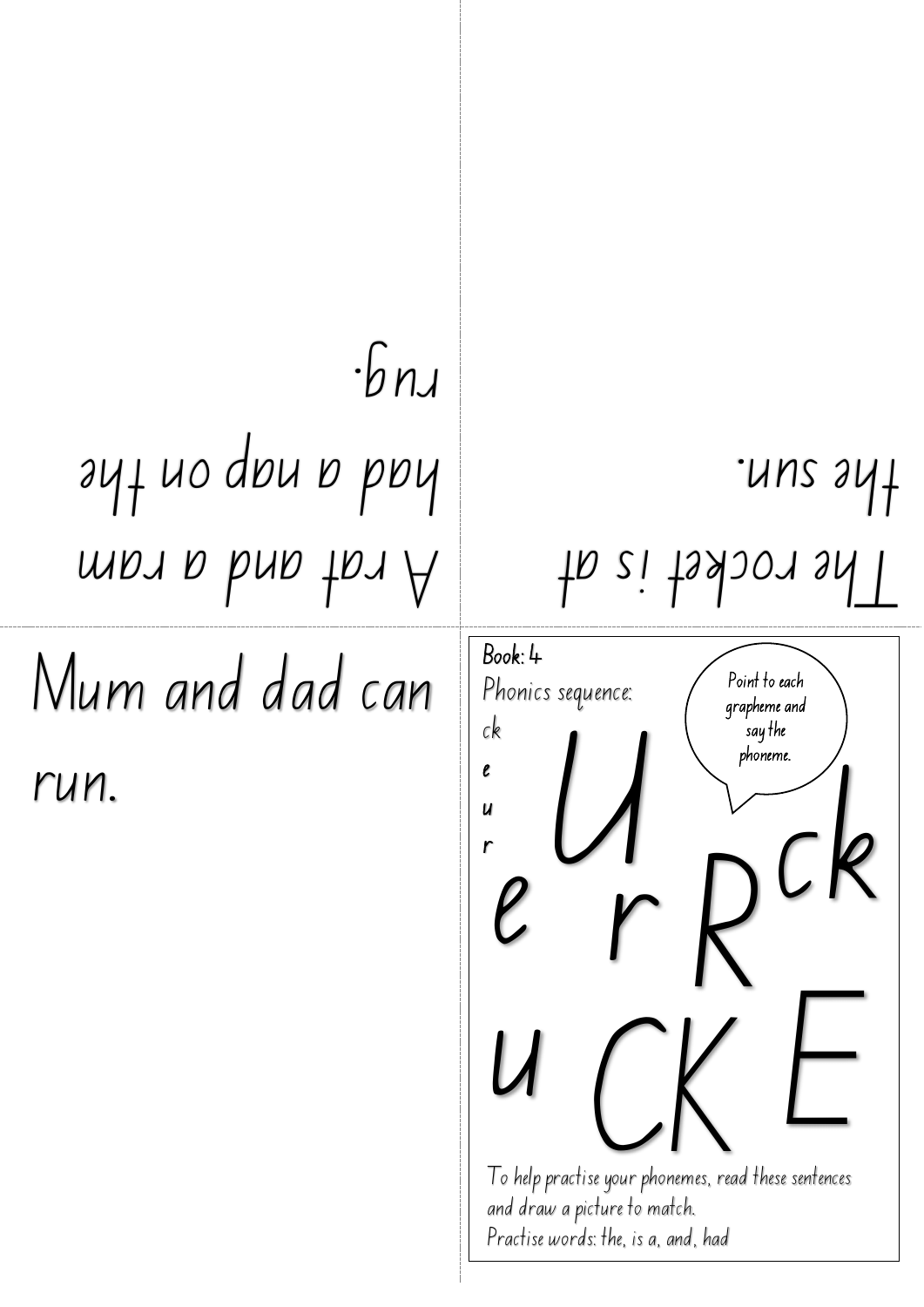The rocket is at the sun.

A rat and a ram had a nap on the rug.

Mum and dad can run.

Book: 4

Phonics sequence:

ck

e

u

r

Point to each grapheme and say the phoneme.

U e r R ck u CK E

To help practise your phonemes, read these sentences and draw a picture to match.

Practise words: the, is a, and, had